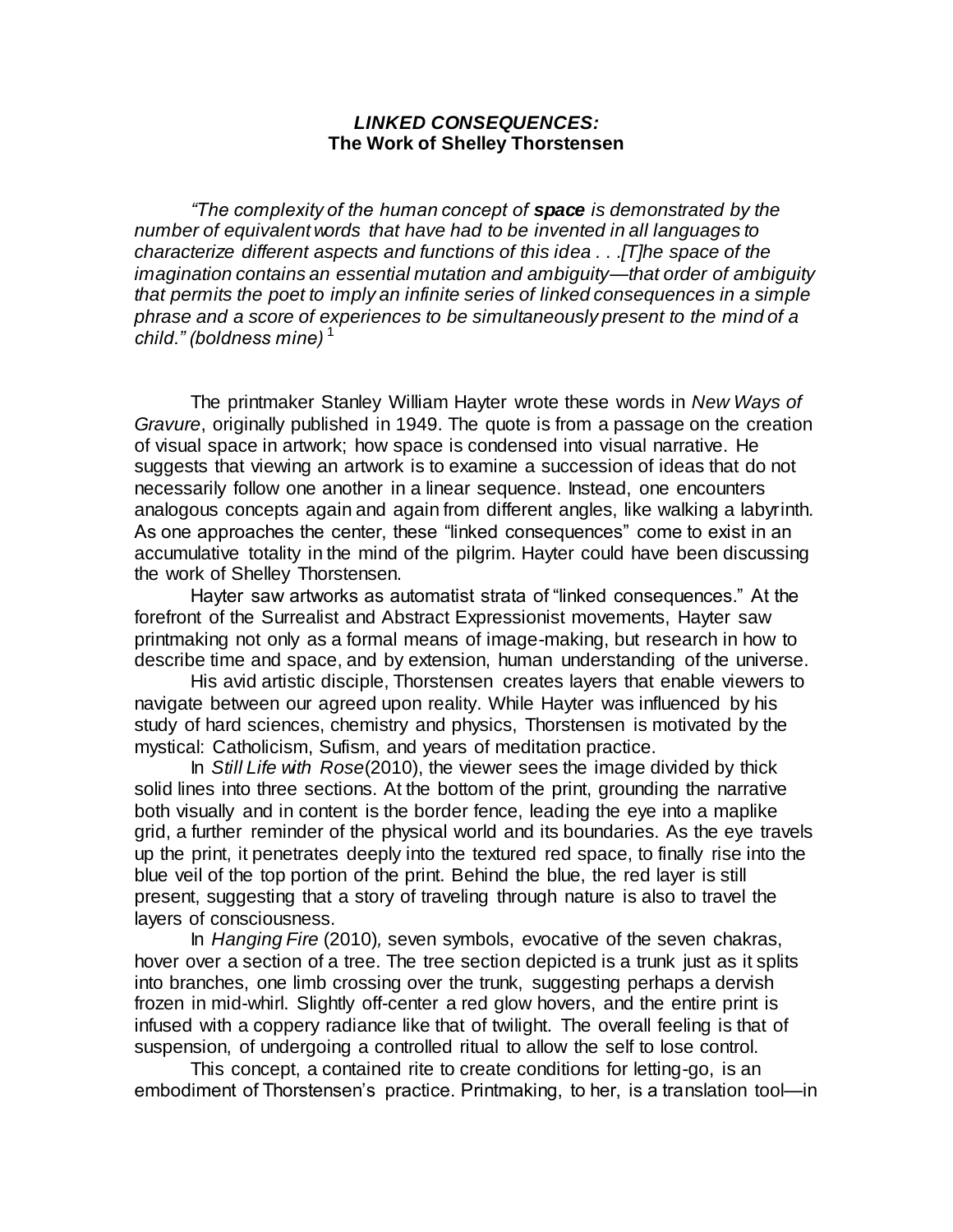# ***LINKED CONSEQUENCES:***
## **The Work of Shelley Thorstensen**

*"The complexity of the human concept of **space** is demonstrated by the number of equivalent words that have had to be invented in all languages to characterize different aspects and functions of this idea . . .[T]he space of the imagination contains an essential mutation and ambiguity—that order of ambiguity that permits the poet to imply an infinite series of linked consequences in a simple phrase and a score of experiences to be simultaneously present to the mind of a child." (boldness mine)* [1]

The printmaker Stanley William Hayter wrote these words in *New Ways of Gravure*, originally published in 1949. The quote is from a passage on the creation of visual space in artwork; how space is condensed into visual narrative. He suggests that viewing an artwork is to examine a succession of ideas that do not necessarily follow one another in a linear sequence. Instead, one encounters analogous concepts again and again from different angles, like walking a labyrinth. As one approaches the center, these "linked consequences" come to exist in an accumulative totality in the mind of the pilgrim. Hayter could have been discussing the work of Shelley Thorstensen.

Hayter saw artworks as automatist strata of "linked consequences." At the forefront of the Surrealist and Abstract Expressionist movements, Hayter saw printmaking not only as a formal means of image-making, but research in how to describe time and space, and by extension, human understanding of the universe.

His avid artistic disciple, Thorstensen creates layers that enable viewers to navigate between our agreed upon reality. While Hayter was influenced by his study of hard sciences, chemistry and physics, Thorstensen is motivated by the mystical: Catholicism, Sufism, and years of meditation practice.

In *Still Life with Rose* (2010), the viewer sees the image divided by thick solid lines into three sections. At the bottom of the print, grounding the narrative both visually and in content is the border fence, leading the eye into a maplike grid, a further reminder of the physical world and its boundaries. As the eye travels up the print, it penetrates deeply into the textured red space, to finally rise into the blue veil of the top portion of the print. Behind the blue, the red layer is still present, suggesting that a story of traveling through nature is also to travel the layers of consciousness.

In *Hanging Fire* (2010), seven symbols, evocative of the seven chakras, hover over a section of a tree. The tree section depicted is a trunk just as it splits into branches, one limb crossing over the trunk, suggesting perhaps a dervish frozen in mid-whirl. Slightly off-center a red glow hovers, and the entire print is infused with a coppery radiance like that of twilight. The overall feeling is that of suspension, of undergoing a controlled ritual to allow the self to lose control.

This concept, a contained rite to create conditions for letting-go, is an embodiment of Thorstensen's practice. Printmaking, to her, is a translation tool—in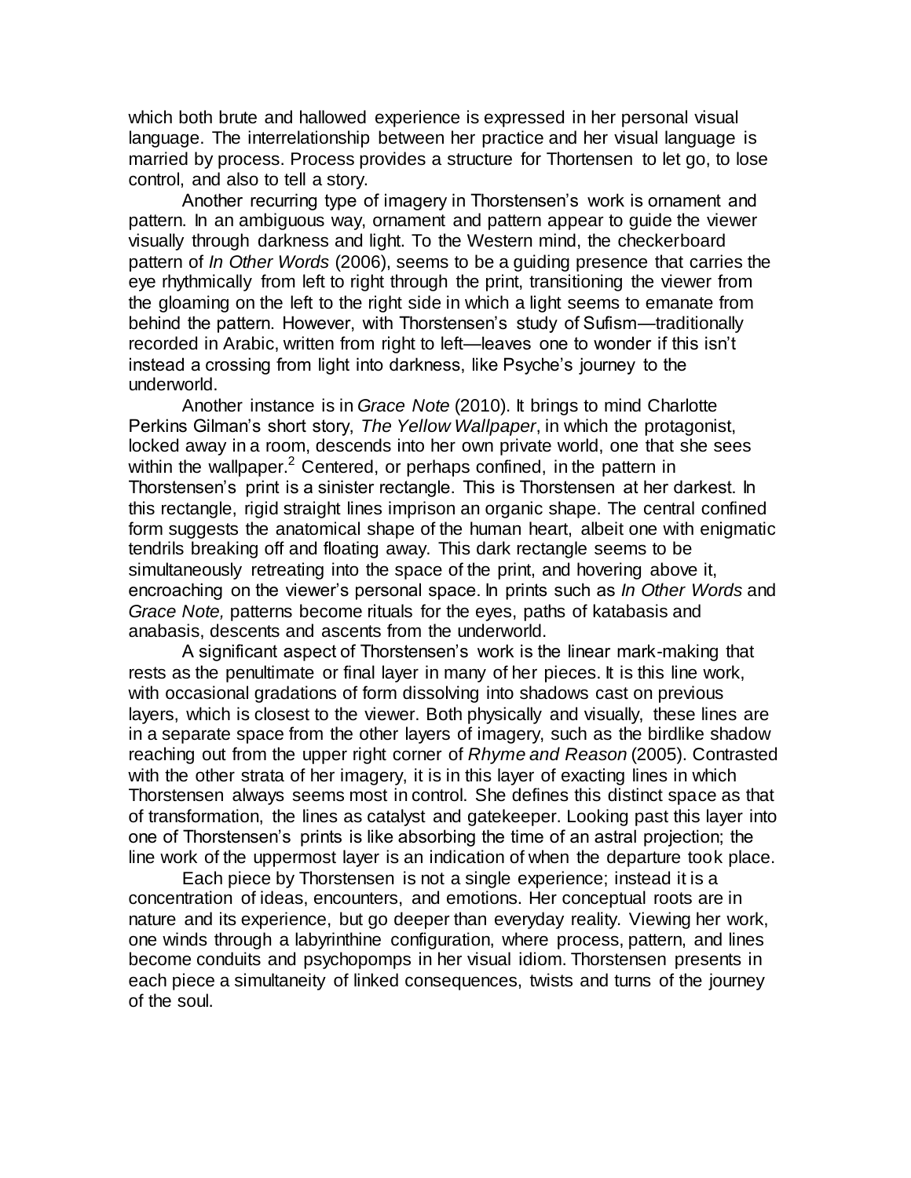which both brute and hallowed experience is expressed in her personal visual language. The interrelationship between her practice and her visual language is married by process. Process provides a structure for Thortensen to let go, to lose control, and also to tell a story.

Another recurring type of imagery in Thorstensen's work is ornament and pattern. In an ambiguous way, ornament and pattern appear to guide the viewer visually through darkness and light. To the Western mind, the checkerboard pattern of *In Other Words* (2006), seems to be a guiding presence that carries the eye rhythmically from left to right through the print, transitioning the viewer from the gloaming on the left to the right side in which a light seems to emanate from behind the pattern. However, with Thorstensen's study of Sufism—traditionally recorded in Arabic, written from right to left—leaves one to wonder if this isn't instead a crossing from light into darkness, like Psyche's journey to the underworld.

Another instance is in *Grace Note* (2010). It brings to mind Charlotte Perkins Gilman's short story, *The Yellow Wallpaper*, in which the protagonist, locked away in a room, descends into her own private world, one that she sees within the wallpaper.[2] Centered, or perhaps confined, in the pattern in Thorstensen's print is a sinister rectangle. This is Thorstensen at her darkest. In this rectangle, rigid straight lines imprison an organic shape. The central confined form suggests the anatomical shape of the human heart, albeit one with enigmatic tendrils breaking off and floating away. This dark rectangle seems to be simultaneously retreating into the space of the print, and hovering above it, encroaching on the viewer's personal space. In prints such as *In Other Words* and *Grace Note,* patterns become rituals for the eyes, paths of katabasis and anabasis, descents and ascents from the underworld.

A significant aspect of Thorstensen's work is the linear mark-making that rests as the penultimate or final layer in many of her pieces. It is this line work, with occasional gradations of form dissolving into shadows cast on previous layers, which is closest to the viewer. Both physically and visually, these lines are in a separate space from the other layers of imagery, such as the birdlike shadow reaching out from the upper right corner of *Rhyme and Reason* (2005). Contrasted with the other strata of her imagery, it is in this layer of exacting lines in which Thorstensen always seems most in control. She defines this distinct space as that of transformation, the lines as catalyst and gatekeeper. Looking past this layer into one of Thorstensen's prints is like absorbing the time of an astral projection; the line work of the uppermost layer is an indication of when the departure took place.

Each piece by Thorstensen is not a single experience; instead it is a concentration of ideas, encounters, and emotions. Her conceptual roots are in nature and its experience, but go deeper than everyday reality. Viewing her work, one winds through a labyrinthine configuration, where process, pattern, and lines become conduits and psychopomps in her visual idiom. Thorstensen presents in each piece a simultaneity of linked consequences, twists and turns of the journey of the soul.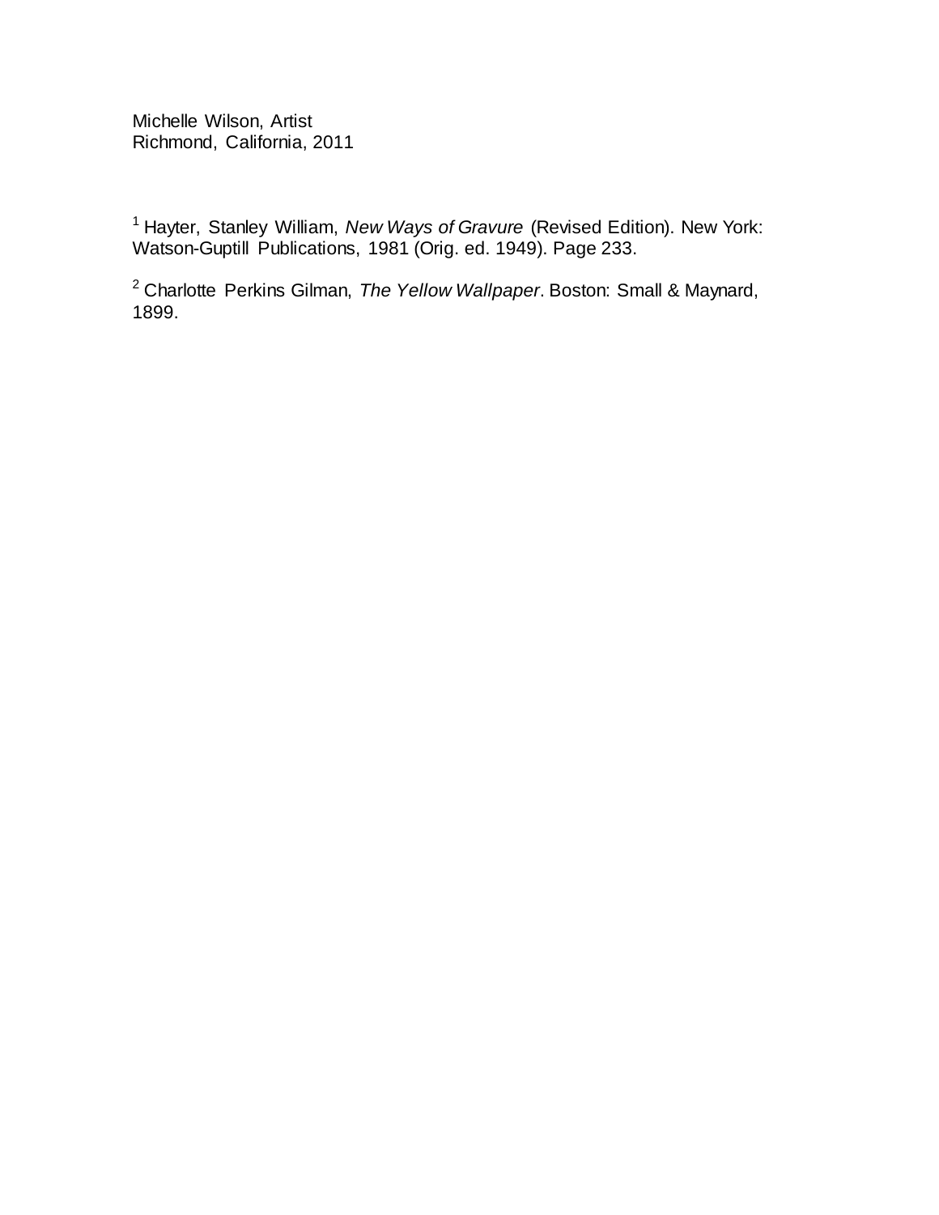Michelle Wilson, Artist
Richmond, California, 2011

[1] Hayter, Stanley William, *New Ways of Gravure* (Revised Edition). New York: Watson-Guptill Publications, 1981 (Orig. ed. 1949). Page 233.

[2] Charlotte Perkins Gilman, *The Yellow Wallpaper*. Boston: Small & Maynard, 1899.